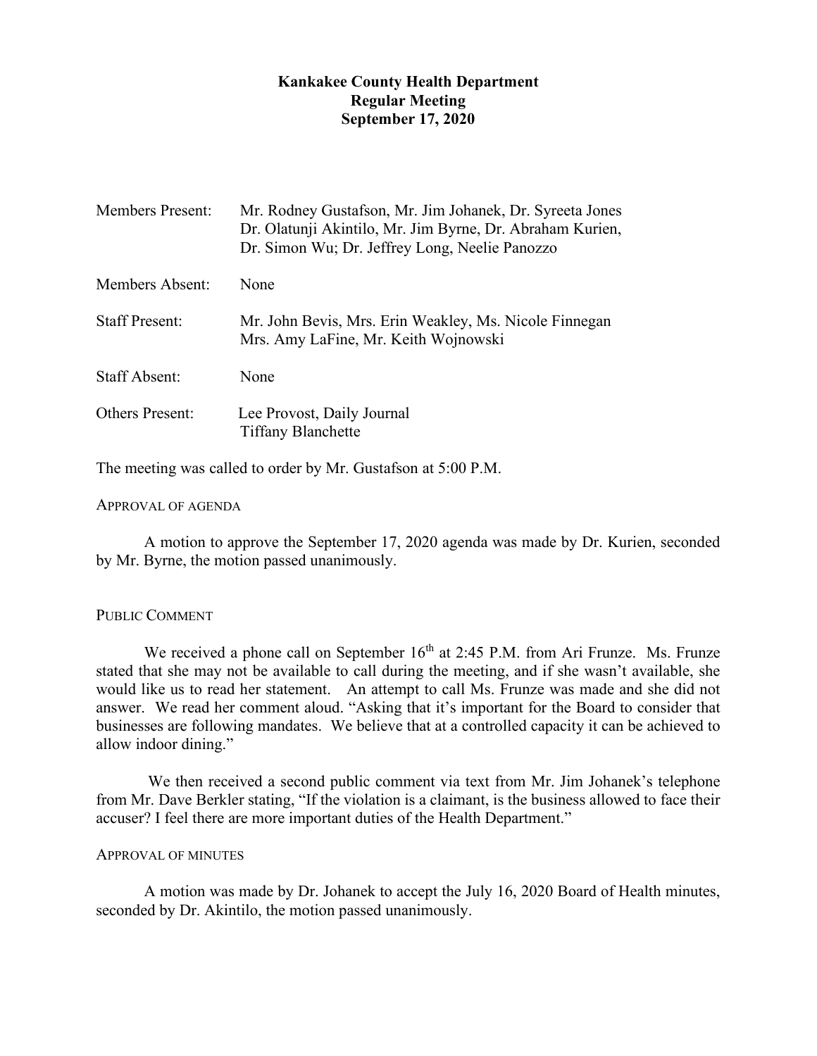**Kankakee County Health Department**
**Regular Meeting**
**September 17, 2020**

| | |
|---|---|
| Members Present: | Mr. Rodney Gustafson, Mr. Jim Johanek, Dr. Syreeta Jones Dr. Olatunji Akintilo, Mr. Jim Byrne, Dr. Abraham Kurien, Dr. Simon Wu; Dr. Jeffrey Long, Neelie Panozzo |
| Members Absent: | None |
| Staff Present: | Mr. John Bevis, Mrs. Erin Weakley, Ms. Nicole Finnegan Mrs. Amy LaFine, Mr. Keith Wojnowski |
| Staff Absent: | None |
| Others Present: | Lee Provost, Daily Journal Tiffany Blanchette |

The meeting was called to order by Mr. Gustafson at 5:00 P.M.

APPROVAL OF AGENDA

A motion to approve the September 17, 2020 agenda was made by Dr. Kurien, seconded by Mr. Byrne, the motion passed unanimously.

PUBLIC COMMENT

We received a phone call on September 16th at 2:45 P.M. from Ari Frunze. Ms. Frunze stated that she may not be available to call during the meeting, and if she wasn't available, she would like us to read her statement. An attempt to call Ms. Frunze was made and she did not answer. We read her comment aloud. "Asking that it's important for the Board to consider that businesses are following mandates. We believe that at a controlled capacity it can be achieved to allow indoor dining."

We then received a second public comment via text from Mr. Jim Johanek's telephone from Mr. Dave Berkler stating, "If the violation is a claimant, is the business allowed to face their accuser? I feel there are more important duties of the Health Department."

APPROVAL OF MINUTES

A motion was made by Dr. Johanek to accept the July 16, 2020 Board of Health minutes, seconded by Dr. Akintilo, the motion passed unanimously.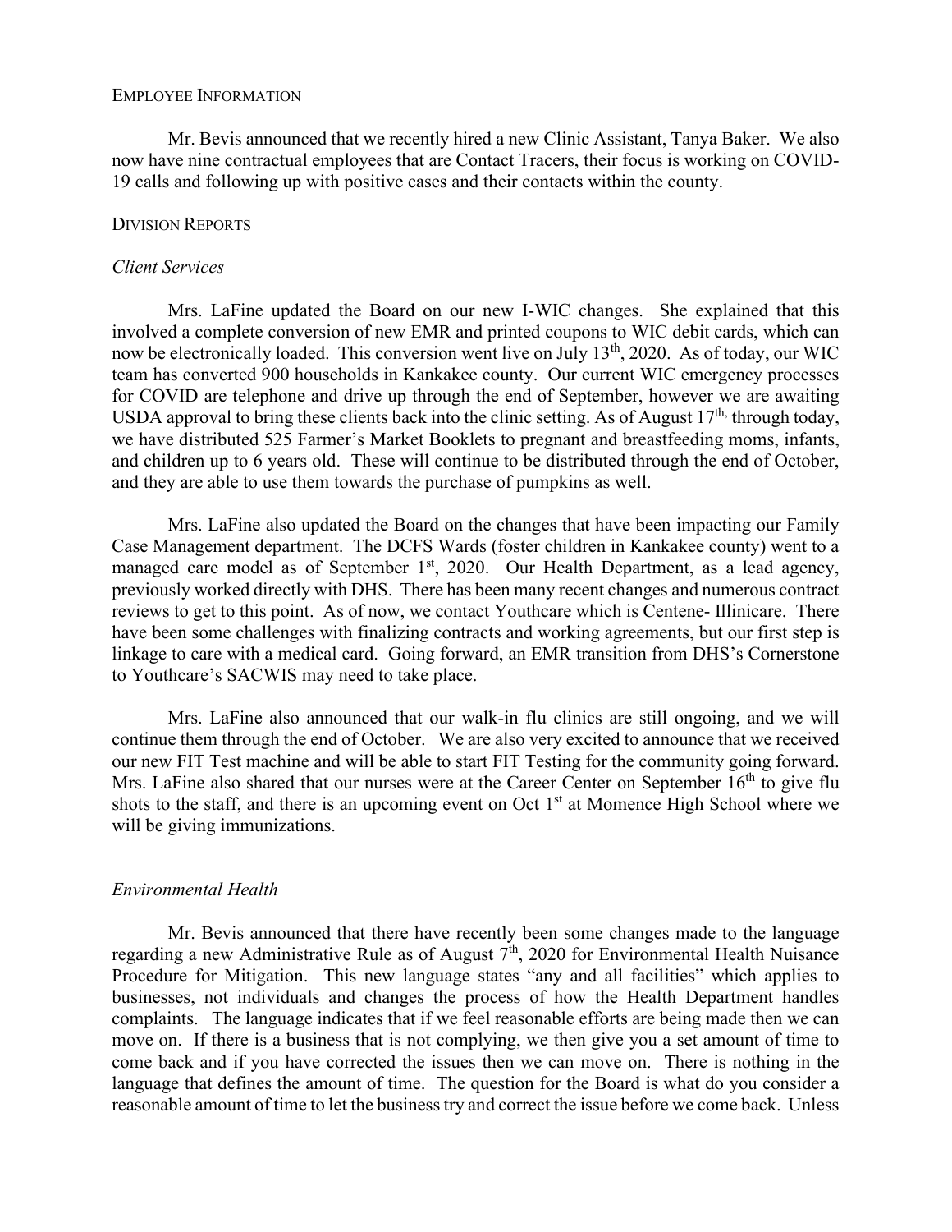## Employee Information

Mr. Bevis announced that we recently hired a new Clinic Assistant, Tanya Baker. We also now have nine contractual employees that are Contact Tracers, their focus is working on COVID-19 calls and following up with positive cases and their contacts within the county.

## Division Reports

### *Client Services*

Mrs. LaFine updated the Board on our new I-WIC changes. She explained that this involved a complete conversion of new EMR and printed coupons to WIC debit cards, which can now be electronically loaded. This conversion went live on July 13th, 2020. As of today, our WIC team has converted 900 households in Kankakee county. Our current WIC emergency processes for COVID are telephone and drive up through the end of September, however we are awaiting USDA approval to bring these clients back into the clinic setting. As of August 17th, through today, we have distributed 525 Farmer's Market Booklets to pregnant and breastfeeding moms, infants, and children up to 6 years old. These will continue to be distributed through the end of October, and they are able to use them towards the purchase of pumpkins as well.

Mrs. LaFine also updated the Board on the changes that have been impacting our Family Case Management department. The DCFS Wards (foster children in Kankakee county) went to a managed care model as of September 1st, 2020. Our Health Department, as a lead agency, previously worked directly with DHS. There has been many recent changes and numerous contract reviews to get to this point. As of now, we contact Youthcare which is Centene- Illinicare. There have been some challenges with finalizing contracts and working agreements, but our first step is linkage to care with a medical card. Going forward, an EMR transition from DHS's Cornerstone to Youthcare's SACWIS may need to take place.

Mrs. LaFine also announced that our walk-in flu clinics are still ongoing, and we will continue them through the end of October. We are also very excited to announce that we received our new FIT Test machine and will be able to start FIT Testing for the community going forward. Mrs. LaFine also shared that our nurses were at the Career Center on September 16th to give flu shots to the staff, and there is an upcoming event on Oct 1st at Momence High School where we will be giving immunizations.

### *Environmental Health*

Mr. Bevis announced that there have recently been some changes made to the language regarding a new Administrative Rule as of August 7th, 2020 for Environmental Health Nuisance Procedure for Mitigation. This new language states "any and all facilities" which applies to businesses, not individuals and changes the process of how the Health Department handles complaints. The language indicates that if we feel reasonable efforts are being made then we can move on. If there is a business that is not complying, we then give you a set amount of time to come back and if you have corrected the issues then we can move on. There is nothing in the language that defines the amount of time. The question for the Board is what do you consider a reasonable amount of time to let the business try and correct the issue before we come back. Unless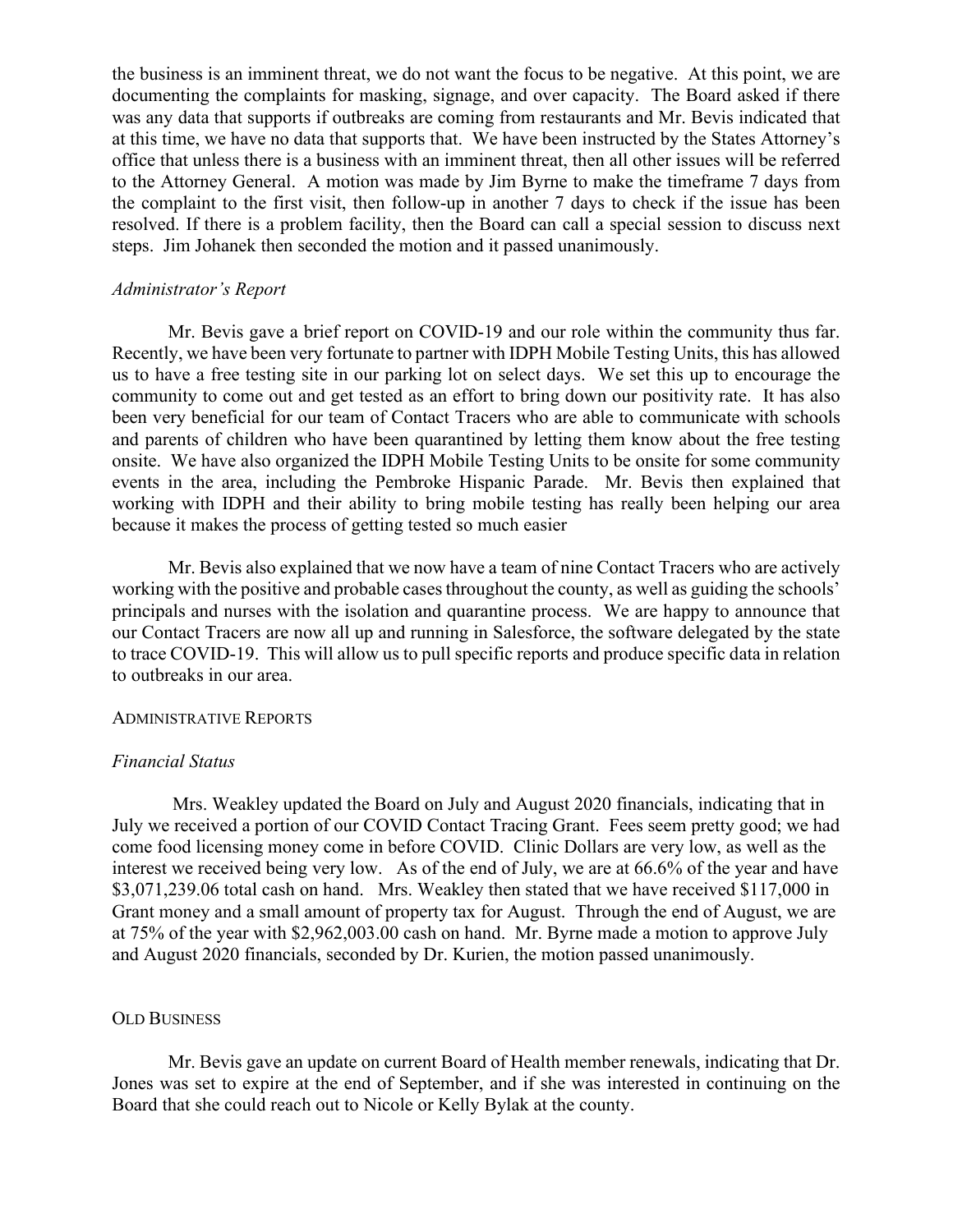the business is an imminent threat, we do not want the focus to be negative. At this point, we are documenting the complaints for masking, signage, and over capacity. The Board asked if there was any data that supports if outbreaks are coming from restaurants and Mr. Bevis indicated that at this time, we have no data that supports that. We have been instructed by the States Attorney's office that unless there is a business with an imminent threat, then all other issues will be referred to the Attorney General. A motion was made by Jim Byrne to make the timeframe 7 days from the complaint to the first visit, then follow-up in another 7 days to check if the issue has been resolved. If there is a problem facility, then the Board can call a special session to discuss next steps. Jim Johanek then seconded the motion and it passed unanimously.

*Administrator's Report*

Mr. Bevis gave a brief report on COVID-19 and our role within the community thus far. Recently, we have been very fortunate to partner with IDPH Mobile Testing Units, this has allowed us to have a free testing site in our parking lot on select days. We set this up to encourage the community to come out and get tested as an effort to bring down our positivity rate. It has also been very beneficial for our team of Contact Tracers who are able to communicate with schools and parents of children who have been quarantined by letting them know about the free testing onsite. We have also organized the IDPH Mobile Testing Units to be onsite for some community events in the area, including the Pembroke Hispanic Parade. Mr. Bevis then explained that working with IDPH and their ability to bring mobile testing has really been helping our area because it makes the process of getting tested so much easier

Mr. Bevis also explained that we now have a team of nine Contact Tracers who are actively working with the positive and probable cases throughout the county, as well as guiding the schools' principals and nurses with the isolation and quarantine process. We are happy to announce that our Contact Tracers are now all up and running in Salesforce, the software delegated by the state to trace COVID-19. This will allow us to pull specific reports and produce specific data in relation to outbreaks in our area.

## Administrative Reports

*Financial Status*

Mrs. Weakley updated the Board on July and August 2020 financials, indicating that in July we received a portion of our COVID Contact Tracing Grant. Fees seem pretty good; we had come food licensing money come in before COVID. Clinic Dollars are very low, as well as the interest we received being very low. As of the end of July, we are at 66.6% of the year and have $3,071,239.06 total cash on hand. Mrs. Weakley then stated that we have received $117,000 in Grant money and a small amount of property tax for August. Through the end of August, we are at 75% of the year with $2,962,003.00 cash on hand. Mr. Byrne made a motion to approve July and August 2020 financials, seconded by Dr. Kurien, the motion passed unanimously.

## Old Business

Mr. Bevis gave an update on current Board of Health member renewals, indicating that Dr. Jones was set to expire at the end of September, and if she was interested in continuing on the Board that she could reach out to Nicole or Kelly Bylak at the county.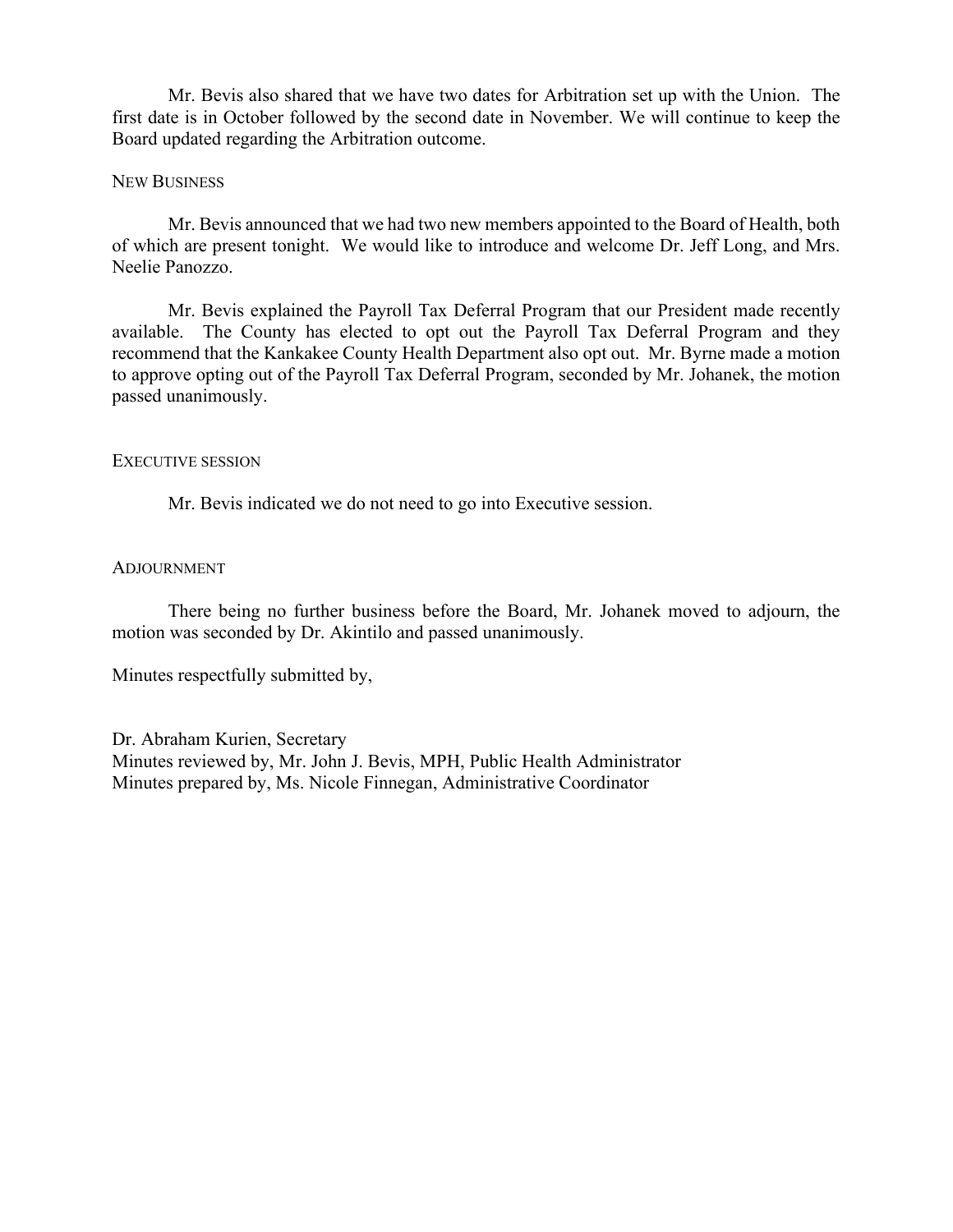Mr. Bevis also shared that we have two dates for Arbitration set up with the Union. The first date is in October followed by the second date in November. We will continue to keep the Board updated regarding the Arbitration outcome.

## NEW BUSINESS

Mr. Bevis announced that we had two new members appointed to the Board of Health, both of which are present tonight. We would like to introduce and welcome Dr. Jeff Long, and Mrs. Neelie Panozzo.

Mr. Bevis explained the Payroll Tax Deferral Program that our President made recently available. The County has elected to opt out the Payroll Tax Deferral Program and they recommend that the Kankakee County Health Department also opt out. Mr. Byrne made a motion to approve opting out of the Payroll Tax Deferral Program, seconded by Mr. Johanek, the motion passed unanimously.

## EXECUTIVE SESSION

Mr. Bevis indicated we do not need to go into Executive session.

## ADJOURNMENT

There being no further business before the Board, Mr. Johanek moved to adjourn, the motion was seconded by Dr. Akintilo and passed unanimously.

Minutes respectfully submitted by,

Dr. Abraham Kurien, Secretary
Minutes reviewed by, Mr. John J. Bevis, MPH, Public Health Administrator
Minutes prepared by, Ms. Nicole Finnegan, Administrative Coordinator